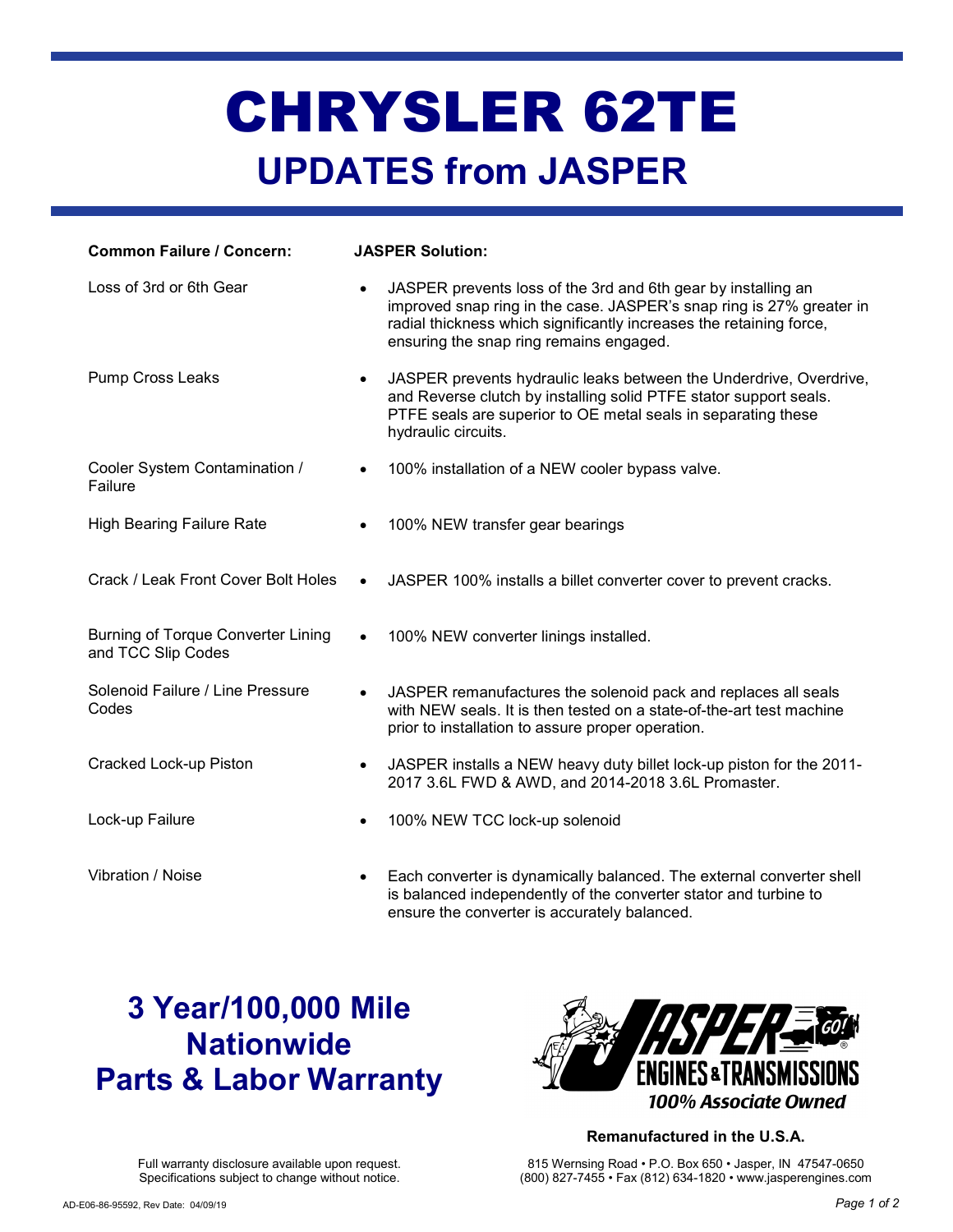# CHRYSLER 62TE

## UPDATES from JASPER

| Common Failure / Concern: | JASPER Solution: |
|---|---|
| Loss of 3rd or 6th Gear | • JASPER prevents loss of the 3rd and 6th gear by installing an improved snap ring in the case. JASPER's snap ring is 27% greater in radial thickness which significantly increases the retaining force, ensuring the snap ring remains engaged. |
| Pump Cross Leaks | • JASPER prevents hydraulic leaks between the Underdrive, Overdrive, and Reverse clutch by installing solid PTFE stator support seals. PTFE seals are superior to OE metal seals in separating these hydraulic circuits. |
| Cooler System Contamination / Failure | • 100% installation of a NEW cooler bypass valve. |
| High Bearing Failure Rate | • 100% NEW transfer gear bearings |
| Crack / Leak Front Cover Bolt Holes | • JASPER 100% installs a billet converter cover to prevent cracks. |
| Burning of Torque Converter Lining and TCC Slip Codes | • 100% NEW converter linings installed. |
| Solenoid Failure / Line Pressure Codes | • JASPER remanufactures the solenoid pack and replaces all seals with NEW seals. It is then tested on a state-of-the-art test machine prior to installation to assure proper operation. |
| Cracked Lock-up Piston | • JASPER installs a NEW heavy duty billet lock-up piston for the 2011-2017 3.6L FWD & AWD, and 2014-2018 3.6L Promaster. |
| Lock-up Failure | • 100% NEW TCC lock-up solenoid |
| Vibration / Noise | • Each converter is dynamically balanced. The external converter shell is balanced independently of the converter stator and turbine to ensure the converter is accurately balanced. |

## 3 Year/100,000 Mile Nationwide Parts & Labor Warranty

JASPER ENGINES & TRANSMISSIONS GO! 100% Associate Owned

**Remanufactured in the U.S.A.**

Full warranty disclosure available upon request.
Specifications subject to change without notice.

815 Wernsing Road • P.O. Box 650 • Jasper, IN 47547-0650
(800) 827-7455 • Fax (812) 634-1820 • www.jasperengines.com

AD-E06-86-95592, Rev Date: 04/09/19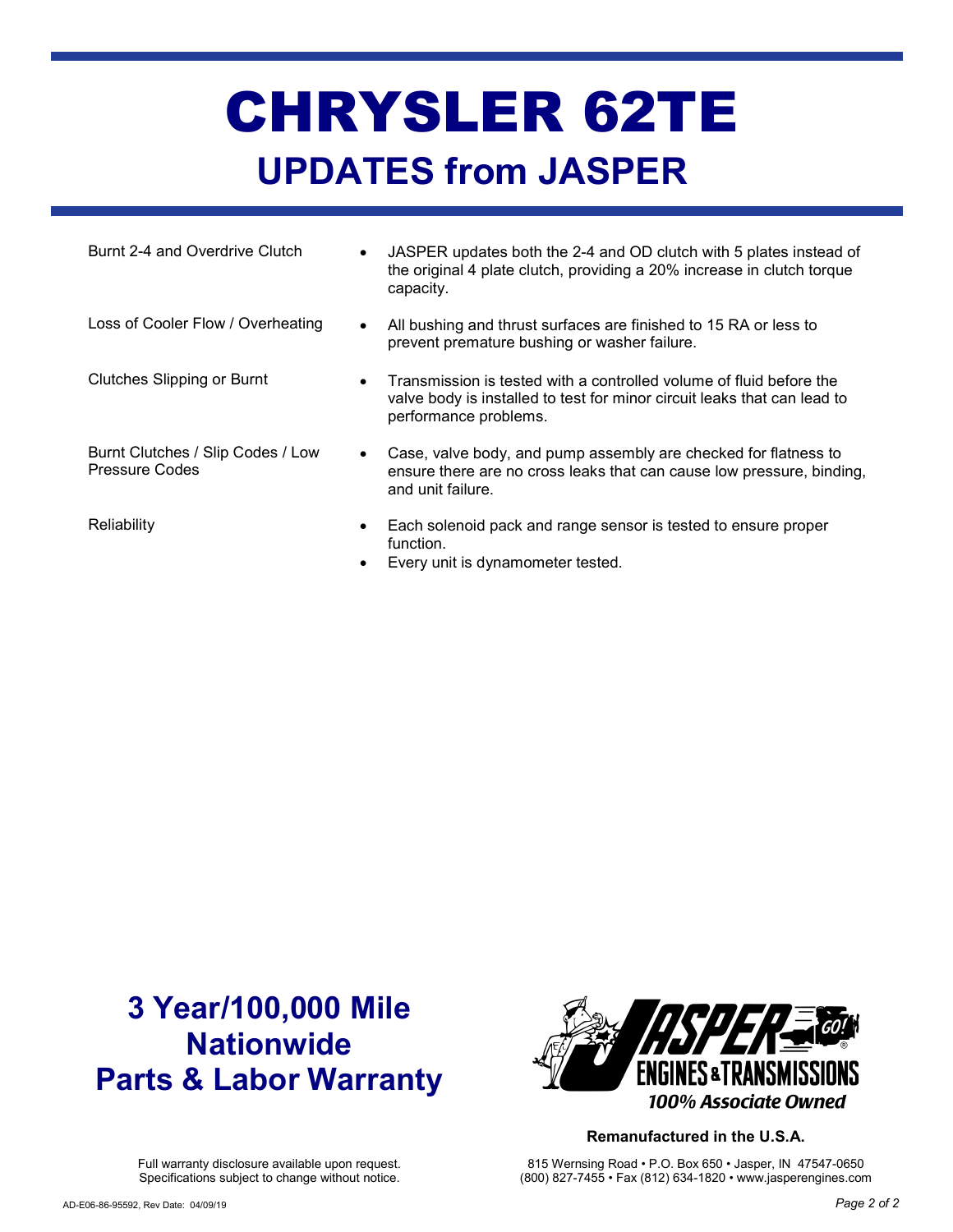# CHRYSLER 62TE

## UPDATES from JASPER

| | |
|---|---|
| Burnt 2-4 and Overdrive Clutch | • JASPER updates both the 2-4 and OD clutch with 5 plates instead of the original 4 plate clutch, providing a 20% increase in clutch torque capacity. |
| Loss of Cooler Flow / Overheating | • All bushing and thrust surfaces are finished to 15 RA or less to prevent premature bushing or washer failure. |
| Clutches Slipping or Burnt | • Transmission is tested with a controlled volume of fluid before the valve body is installed to test for minor circuit leaks that can lead to performance problems. |
| Burnt Clutches / Slip Codes / Low Pressure Codes | • Case, valve body, and pump assembly are checked for flatness to ensure there are no cross leaks that can cause low pressure, binding, and unit failure. |
| Reliability | • Each solenoid pack and range sensor is tested to ensure proper function. • Every unit is dynamometer tested. |

## 3 Year/100,000 Mile Nationwide Parts & Labor Warranty

JASPER ENGINES & TRANSMISSIONS

*100% Associate Owned*

**Remanufactured in the U.S.A.**

Full warranty disclosure available upon request.
Specifications subject to change without notice.

815 Wernsing Road • P.O. Box 650 • Jasper, IN 47547-0650
(800) 827-7455 • Fax (812) 634-1820 • www.jasperengines.com

AD-E06-86-95592, Rev Date: 04/09/19